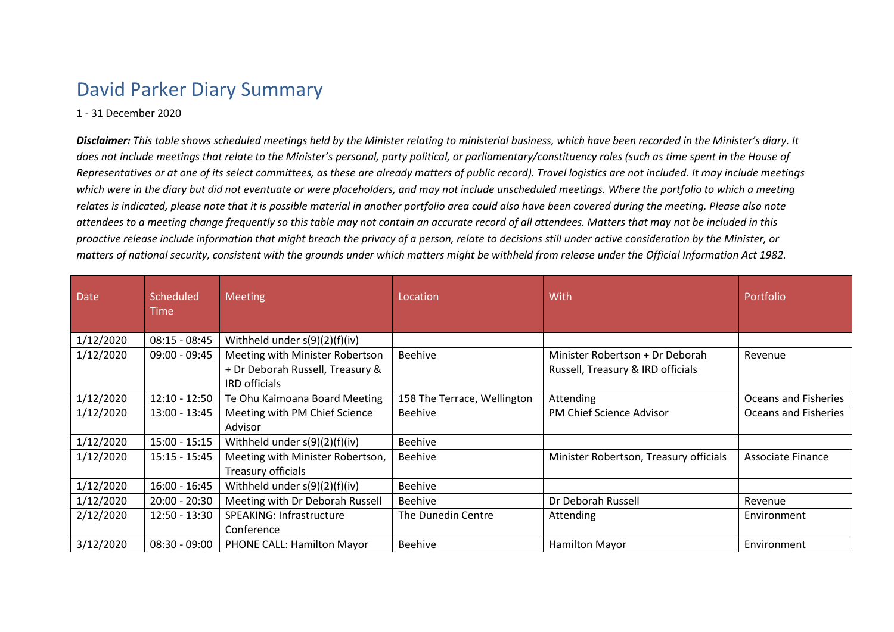# David Parker Diary Summary

1 - 31 December 2020

***Disclaimer:*** *This table shows scheduled meetings held by the Minister relating to ministerial business, which have been recorded in the Minister's diary. It does not include meetings that relate to the Minister's personal, party political, or parliamentary/constituency roles (such as time spent in the House of Representatives or at one of its select committees, as these are already matters of public record). Travel logistics are not included. It may include meetings which were in the diary but did not eventuate or were placeholders, and may not include unscheduled meetings. Where the portfolio to which a meeting relates is indicated, please note that it is possible material in another portfolio area could also have been covered during the meeting. Please also note attendees to a meeting change frequently so this table may not contain an accurate record of all attendees. Matters that may not be included in this proactive release include information that might breach the privacy of a person, relate to decisions still under active consideration by the Minister, or matters of national security, consistent with the grounds under which matters might be withheld from release under the Official Information Act 1982.*

| Date | Scheduled Time | Meeting | Location | With | Portfolio |
|---|---|---|---|---|---|
| 1/12/2020 | 08:15 - 08:45 | Withheld under s(9)(2)(f)(iv) | | | |
| 1/12/2020 | 09:00 - 09:45 | Meeting with Minister Robertson + Dr Deborah Russell, Treasury & IRD officials | Beehive | Minister Robertson + Dr Deborah Russell, Treasury & IRD officials | Revenue |
| 1/12/2020 | 12:10 - 12:50 | Te Ohu Kaimoana Board Meeting | 158 The Terrace, Wellington | Attending | Oceans and Fisheries |
| 1/12/2020 | 13:00 - 13:45 | Meeting with PM Chief Science Advisor | Beehive | PM Chief Science Advisor | Oceans and Fisheries |
| 1/12/2020 | 15:00 - 15:15 | Withheld under s(9)(2)(f)(iv) | Beehive | | |
| 1/12/2020 | 15:15 - 15:45 | Meeting with Minister Robertson, Treasury officials | Beehive | Minister Robertson, Treasury officials | Associate Finance |
| 1/12/2020 | 16:00 - 16:45 | Withheld under s(9)(2)(f)(iv) | Beehive | | |
| 1/12/2020 | 20:00 - 20:30 | Meeting with Dr Deborah Russell | Beehive | Dr Deborah Russell | Revenue |
| 2/12/2020 | 12:50 - 13:30 | SPEAKING: Infrastructure Conference | The Dunedin Centre | Attending | Environment |
| 3/12/2020 | 08:30 - 09:00 | PHONE CALL: Hamilton Mayor | Beehive | Hamilton Mayor | Environment |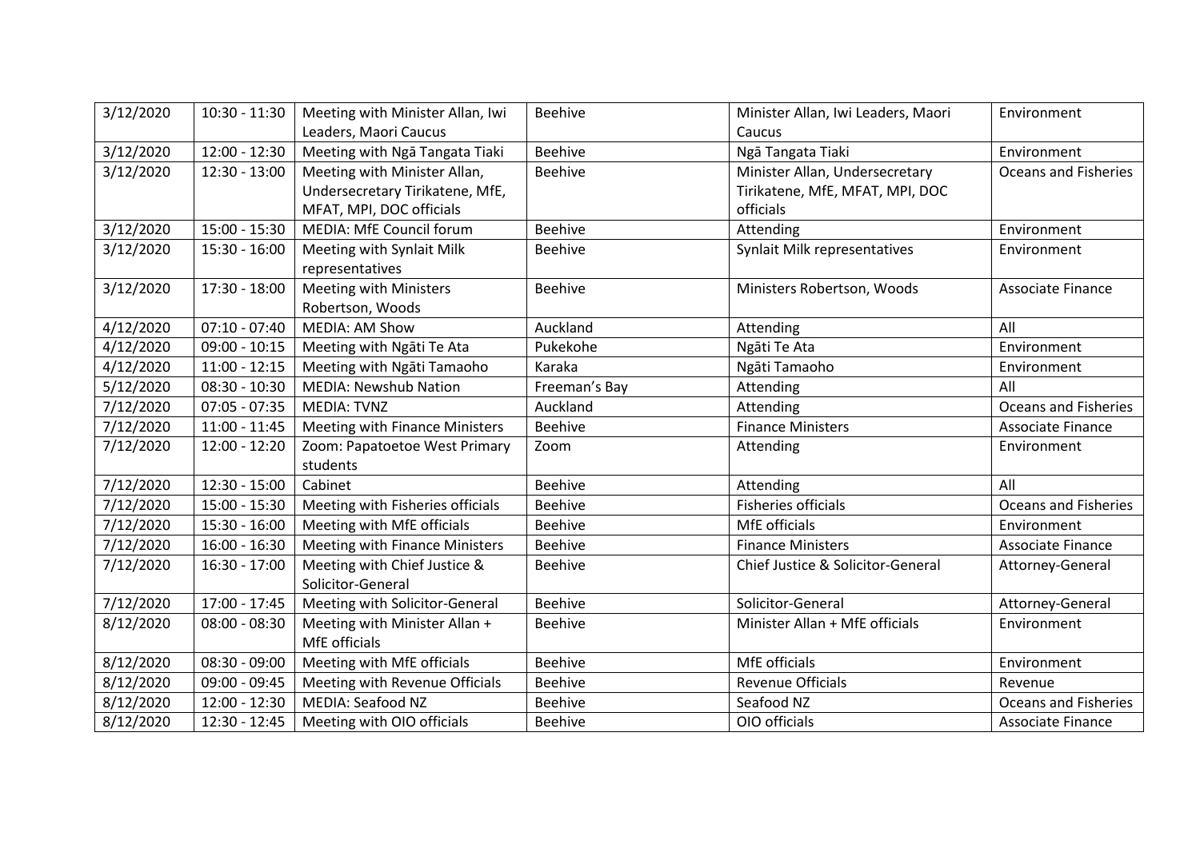| 3/12/2020 | 10:30 - 11:30 | Meeting with Minister Allan, Iwi Leaders, Maori Caucus | Beehive | Minister Allan, Iwi Leaders, Maori Caucus | Environment |
|---|---|---|---|---|---|
| 3/12/2020 | 12:00 - 12:30 | Meeting with Ngā Tangata Tiaki | Beehive | Ngā Tangata Tiaki | Environment |
| 3/12/2020 | 12:30 - 13:00 | Meeting with Minister Allan, Undersecretary Tirikatene, MfE, MFAT, MPI, DOC officials | Beehive | Minister Allan, Undersecretary Tirikatene, MfE, MFAT, MPI, DOC officials | Oceans and Fisheries |
| 3/12/2020 | 15:00 - 15:30 | MEDIA: MfE Council forum | Beehive | Attending | Environment |
| 3/12/2020 | 15:30 - 16:00 | Meeting with Synlait Milk representatives | Beehive | Synlait Milk representatives | Environment |
| 3/12/2020 | 17:30 - 18:00 | Meeting with Ministers Robertson, Woods | Beehive | Ministers Robertson, Woods | Associate Finance |
| 4/12/2020 | 07:10 - 07:40 | MEDIA: AM Show | Auckland | Attending | All |
| 4/12/2020 | 09:00 - 10:15 | Meeting with Ngāti Te Ata | Pukekohe | Ngāti Te Ata | Environment |
| 4/12/2020 | 11:00 - 12:15 | Meeting with Ngāti Tamaoho | Karaka | Ngāti Tamaoho | Environment |
| 5/12/2020 | 08:30 - 10:30 | MEDIA: Newshub Nation | Freeman's Bay | Attending | All |
| 7/12/2020 | 07:05 - 07:35 | MEDIA: TVNZ | Auckland | Attending | Oceans and Fisheries |
| 7/12/2020 | 11:00 - 11:45 | Meeting with Finance Ministers | Beehive | Finance Ministers | Associate Finance |
| 7/12/2020 | 12:00 - 12:20 | Zoom: Papatoetoe West Primary students | Zoom | Attending | Environment |
| 7/12/2020 | 12:30 - 15:00 | Cabinet | Beehive | Attending | All |
| 7/12/2020 | 15:00 - 15:30 | Meeting with Fisheries officials | Beehive | Fisheries officials | Oceans and Fisheries |
| 7/12/2020 | 15:30 - 16:00 | Meeting with MfE officials | Beehive | MfE officials | Environment |
| 7/12/2020 | 16:00 - 16:30 | Meeting with Finance Ministers | Beehive | Finance Ministers | Associate Finance |
| 7/12/2020 | 16:30 - 17:00 | Meeting with Chief Justice & Solicitor-General | Beehive | Chief Justice & Solicitor-General | Attorney-General |
| 7/12/2020 | 17:00 - 17:45 | Meeting with Solicitor-General | Beehive | Solicitor-General | Attorney-General |
| 8/12/2020 | 08:00 - 08:30 | Meeting with Minister Allan + MfE officials | Beehive | Minister Allan + MfE officials | Environment |
| 8/12/2020 | 08:30 - 09:00 | Meeting with MfE officials | Beehive | MfE officials | Environment |
| 8/12/2020 | 09:00 - 09:45 | Meeting with Revenue Officials | Beehive | Revenue Officials | Revenue |
| 8/12/2020 | 12:00 - 12:30 | MEDIA: Seafood NZ | Beehive | Seafood NZ | Oceans and Fisheries |
| 8/12/2020 | 12:30 - 12:45 | Meeting with OIO officials | Beehive | OIO officials | Associate Finance |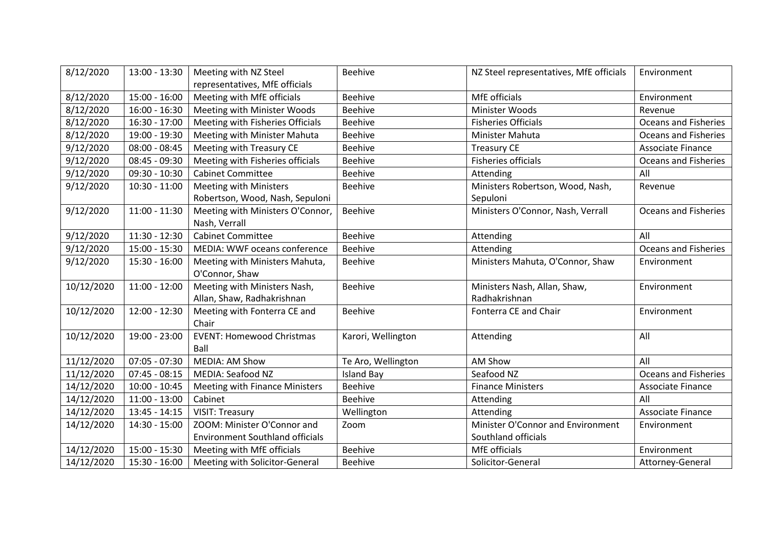| 8/12/2020 | 13:00 - 13:30 | Meeting with NZ Steel representatives, MfE officials | Beehive | NZ Steel representatives, MfE officials | Environment |
|---|---|---|---|---|---|
| 8/12/2020 | 15:00 - 16:00 | Meeting with MfE officials | Beehive | MfE officials | Environment |
| 8/12/2020 | 16:00 - 16:30 | Meeting with Minister Woods | Beehive | Minister Woods | Revenue |
| 8/12/2020 | 16:30 - 17:00 | Meeting with Fisheries Officials | Beehive | Fisheries Officials | Oceans and Fisheries |
| 8/12/2020 | 19:00 - 19:30 | Meeting with Minister Mahuta | Beehive | Minister Mahuta | Oceans and Fisheries |
| 9/12/2020 | 08:00 - 08:45 | Meeting with Treasury CE | Beehive | Treasury CE | Associate Finance |
| 9/12/2020 | 08:45 - 09:30 | Meeting with Fisheries officials | Beehive | Fisheries officials | Oceans and Fisheries |
| 9/12/2020 | 09:30 - 10:30 | Cabinet Committee | Beehive | Attending | All |
| 9/12/2020 | 10:30 - 11:00 | Meeting with Ministers Robertson, Wood, Nash, Sepuloni | Beehive | Ministers Robertson, Wood, Nash, Sepuloni | Revenue |
| 9/12/2020 | 11:00 - 11:30 | Meeting with Ministers O'Connor, Nash, Verrall | Beehive | Ministers O'Connor, Nash, Verrall | Oceans and Fisheries |
| 9/12/2020 | 11:30 - 12:30 | Cabinet Committee | Beehive | Attending | All |
| 9/12/2020 | 15:00 - 15:30 | MEDIA: WWF oceans conference | Beehive | Attending | Oceans and Fisheries |
| 9/12/2020 | 15:30 - 16:00 | Meeting with Ministers Mahuta, O'Connor, Shaw | Beehive | Ministers Mahuta, O'Connor, Shaw | Environment |
| 10/12/2020 | 11:00 - 12:00 | Meeting with Ministers Nash, Allan, Shaw, Radhakrishnan | Beehive | Ministers Nash, Allan, Shaw, Radhakrishnan | Environment |
| 10/12/2020 | 12:00 - 12:30 | Meeting with Fonterra CE and Chair | Beehive | Fonterra CE and Chair | Environment |
| 10/12/2020 | 19:00 - 23:00 | EVENT: Homewood Christmas Ball | Karori, Wellington | Attending | All |
| 11/12/2020 | 07:05 - 07:30 | MEDIA: AM Show | Te Aro, Wellington | AM Show | All |
| 11/12/2020 | 07:45 - 08:15 | MEDIA: Seafood NZ | Island Bay | Seafood NZ | Oceans and Fisheries |
| 14/12/2020 | 10:00 - 10:45 | Meeting with Finance Ministers | Beehive | Finance Ministers | Associate Finance |
| 14/12/2020 | 11:00 - 13:00 | Cabinet | Beehive | Attending | All |
| 14/12/2020 | 13:45 - 14:15 | VISIT: Treasury | Wellington | Attending | Associate Finance |
| 14/12/2020 | 14:30 - 15:00 | ZOOM: Minister O'Connor and Environment Southland officials | Zoom | Minister O'Connor and Environment Southland officials | Environment |
| 14/12/2020 | 15:00 - 15:30 | Meeting with MfE officials | Beehive | MfE officials | Environment |
| 14/12/2020 | 15:30 - 16:00 | Meeting with Solicitor-General | Beehive | Solicitor-General | Attorney-General |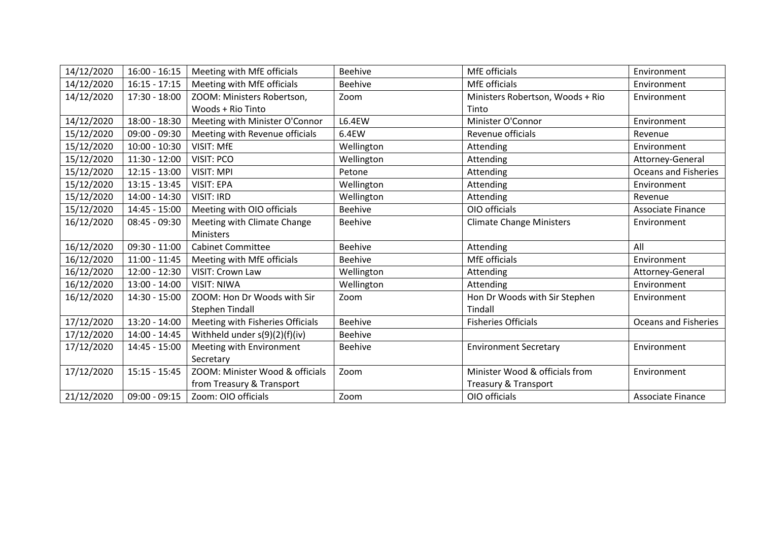| | | | | | |
|---|---|---|---|---|---|
| 14/12/2020 | 16:00 - 16:15 | Meeting with MfE officials | Beehive | MfE officials | Environment |
| 14/12/2020 | 16:15 - 17:15 | Meeting with MfE officials | Beehive | MfE officials | Environment |
| 14/12/2020 | 17:30 - 18:00 | ZOOM: Ministers Robertson, Woods + Rio Tinto | Zoom | Ministers Robertson, Woods + Rio Tinto | Environment |
| 14/12/2020 | 18:00 - 18:30 | Meeting with Minister O'Connor | L6.4EW | Minister O'Connor | Environment |
| 15/12/2020 | 09:00 - 09:30 | Meeting with Revenue officials | 6.4EW | Revenue officials | Revenue |
| 15/12/2020 | 10:00 - 10:30 | VISIT: MfE | Wellington | Attending | Environment |
| 15/12/2020 | 11:30 - 12:00 | VISIT: PCO | Wellington | Attending | Attorney-General |
| 15/12/2020 | 12:15 - 13:00 | VISIT: MPI | Petone | Attending | Oceans and Fisheries |
| 15/12/2020 | 13:15 - 13:45 | VISIT: EPA | Wellington | Attending | Environment |
| 15/12/2020 | 14:00 - 14:30 | VISIT: IRD | Wellington | Attending | Revenue |
| 15/12/2020 | 14:45 - 15:00 | Meeting with OIO officials | Beehive | OIO officials | Associate Finance |
| 16/12/2020 | 08:45 - 09:30 | Meeting with Climate Change Ministers | Beehive | Climate Change Ministers | Environment |
| 16/12/2020 | 09:30 - 11:00 | Cabinet Committee | Beehive | Attending | All |
| 16/12/2020 | 11:00 - 11:45 | Meeting with MfE officials | Beehive | MfE officials | Environment |
| 16/12/2020 | 12:00 - 12:30 | VISIT: Crown Law | Wellington | Attending | Attorney-General |
| 16/12/2020 | 13:00 - 14:00 | VISIT: NIWA | Wellington | Attending | Environment |
| 16/12/2020 | 14:30 - 15:00 | ZOOM: Hon Dr Woods with Sir Stephen Tindall | Zoom | Hon Dr Woods with Sir Stephen Tindall | Environment |
| 17/12/2020 | 13:20 - 14:00 | Meeting with Fisheries Officials | Beehive | Fisheries Officials | Oceans and Fisheries |
| 17/12/2020 | 14:00 - 14:45 | Withheld under s(9)(2)(f)(iv) | Beehive | | |
| 17/12/2020 | 14:45 - 15:00 | Meeting with Environment Secretary | Beehive | Environment Secretary | Environment |
| 17/12/2020 | 15:15 - 15:45 | ZOOM: Minister Wood & officials from Treasury & Transport | Zoom | Minister Wood & officials from Treasury & Transport | Environment |
| 21/12/2020 | 09:00 - 09:15 | Zoom: OIO officials | Zoom | OIO officials | Associate Finance |